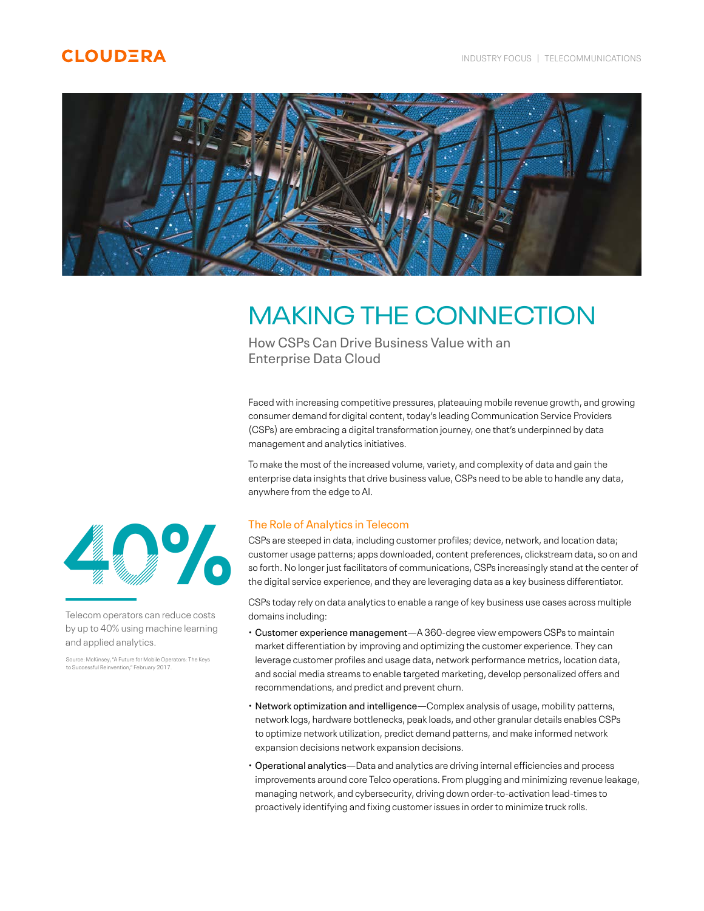# MAKING THE CONNECTION

## How CSPs Can Drive Business Value with an Enterprise Data Cloud

Faced with increasing competitive pressures, plateauing mobile revenue growth, and growing consumer demand for digital content, today's leading Communication Service Providers (CSPs) are embracing a digital transformation journey, one that's underpinned by data management and analytics initiatives.

To make the most of the increased volume, variety, and complexity of data and gain the enterprise data insights that drive business value, CSPs need to be able to handle any data, anywhere from the edge to AI.

**40%**

Telecom operators can reduce costs by up to 40% using machine learning and applied analytics.

Source: McKinsey, "A Future for Mobile Operators: The Keys to Successful Reinvention," February 2017.

### The Role of Analytics in Telecom

CSPs are steeped in data, including customer profiles; device, network, and location data; customer usage patterns; apps downloaded, content preferences, clickstream data, so on and so forth. No longer just facilitators of communications, CSPs increasingly stand at the center of the digital service experience, and they are leveraging data as a key business differentiator.

CSPs today rely on data analytics to enable a range of key business use cases across multiple domains including:

- Customer experience management—A 360-degree view empowers CSPs to maintain market differentiation by improving and optimizing the customer experience. They can leverage customer profiles and usage data, network performance metrics, location data, and social media streams to enable targeted marketing, develop personalized offers and recommendations, and predict and prevent churn.
- Network optimization and intelligence—Complex analysis of usage, mobility patterns, network logs, hardware bottlenecks, peak loads, and other granular details enables CSPs to optimize network utilization, predict demand patterns, and make informed network expansion decisions network expansion decisions.
- Operational analytics—Data and analytics are driving internal efficiencies and process improvements around core Telco operations. From plugging and minimizing revenue leakage, managing network, and cybersecurity, driving down order-to-activation lead-times to proactively identifying and fixing customer issues in order to minimize truck rolls.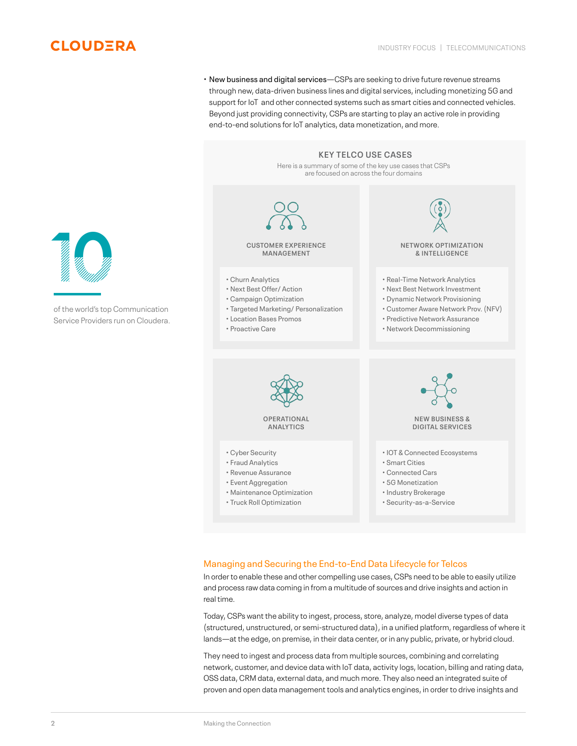- **New business and digital services**—CSPs are seeking to drive future revenue streams through new, data-driven business lines and digital services, including monetizing 5G and support for IoT and other connected systems such as smart cities and connected vehicles. Beyond just providing connectivity, CSPs are starting to play an active role in providing end-to-end solutions for IoT analytics, data monetization, and more.

### KEY TELCO USE CASES

Here is a summary of some of the key use cases that CSPs are focused on across the four domains

**CUSTOMER EXPERIENCE MANAGEMENT**

- Churn Analytics
- Next Best Offer/ Action
- Campaign Optimization
- Targeted Marketing/ Personalization
- Location Bases Promos
- Proactive Care

**NETWORK OPTIMIZATION & INTELLIGENCE**

- Real-Time Network Analytics
- Next Best Network Investment
- Dynamic Network Provisioning
- Customer Aware Network Prov. (NFV)
- Predictive Network Assurance
- Network Decommissioning

**OPERATIONAL ANALYTICS**

- Cyber Security
- Fraud Analytics
- Revenue Assurance
- Event Aggregation
- Maintenance Optimization
- Truck Roll Optimization

**NEW BUSINESS & DIGITAL SERVICES**

- IOT & Connected Ecosystems
- Smart Cities
- Connected Cars
- 5G Monetization
- Industry Brokerage
- Security-as-a-Service

**10**

of the world's top Communication Service Providers run on Cloudera.

## Managing and Securing the End-to-End Data Lifecycle for Telcos

In order to enable these and other compelling use cases, CSPs need to be able to easily utilize and process raw data coming in from a multitude of sources and drive insights and action in real time.

Today, CSPs want the ability to ingest, process, store, analyze, model diverse types of data (structured, unstructured, or semi-structured data), in a unified platform, regardless of where it lands—at the edge, on premise, in their data center, or in any public, private, or hybrid cloud.

They need to ingest and process data from multiple sources, combining and correlating network, customer, and device data with IoT data, activity logs, location, billing and rating data, OSS data, CRM data, external data, and much more. They also need an integrated suite of proven and open data management tools and analytics engines, in order to drive insights and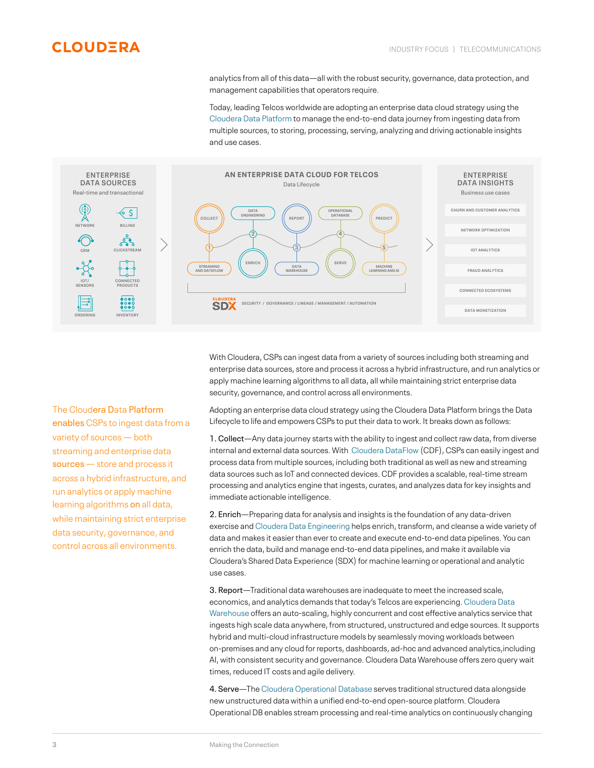analytics from all of this data—all with the robust security, governance, data protection, and management capabilities that operators require.

Today, leading Telcos worldwide are adopting an enterprise data cloud strategy using the Cloudera Data Platform to manage the end-to-end data journey from ingesting data from multiple sources, to storing, processing, serving, analyzing and driving actionable insights and use cases.

**ENTERPRISE DATA SOURCES**
Real-time and transactional

NETWORK · BILLING · CRM · CLICKSTREAM · IOT/SENSORS · CONNECTED PRODUCTS · ORDERING · INVENTORY

**AN ENTERPRISE DATA CLOUD FOR TELCOS**
Data Lifecycle

COLLECT · DATA ENGINEERING · REPORT · OPERATIONAL DATABASE · PREDICT

1 STREAMING AND DATAFLOW · 2 ENRICH · 3 DATA WAREHOUSE · 4 SERVE · 5 MACHINE LEARNING AND AI

CLOUDERA SDX — SECURITY / GOVERNANCE / LINEAGE / MANAGEMENT / AUTOMATION

**ENTERPRISE DATA INSIGHTS**
Business use cases

CHURN AND CUSTOMER ANALYTICS · NETWORK OPTIMIZATION · IOT ANALYTICS · FRAUD ANALYTICS · CONNECTED ECOSYSTEMS · DATA MONETIZATION

With Cloudera, CSPs can ingest data from a variety of sources including both streaming and enterprise data sources, store and process it across a hybrid infrastructure, and run analytics or apply machine learning algorithms to all data, all while maintaining strict enterprise data security, governance, and control across all environments.

> The Cloudera Data Platform enables CSPs to ingest data from a variety of sources — both streaming and enterprise data sources — store and process it across a hybrid infrastructure, and run analytics or apply machine learning algorithms on all data, while maintaining strict enterprise data security, governance, and control across all environments.

Adopting an enterprise data cloud strategy using the Cloudera Data Platform brings the Data Lifecycle to life and empowers CSPs to put their data to work. It breaks down as follows:

1. Collect—Any data journey starts with the ability to ingest and collect raw data, from diverse internal and external data sources. With Cloudera DataFlow (CDF), CSPs can easily ingest and process data from multiple sources, including both traditional as well as new and streaming data sources such as IoT and connected devices. CDF provides a scalable, real-time stream processing and analytics engine that ingests, curates, and analyzes data for key insights and immediate actionable intelligence.

2. Enrich—Preparing data for analysis and insights is the foundation of any data-driven exercise and Cloudera Data Engineering helps enrich, transform, and cleanse a wide variety of data and makes it easier than ever to create and execute end-to-end data pipelines. You can enrich the data, build and manage end-to-end data pipelines, and make it available via Cloudera's Shared Data Experience (SDX) for machine learning or operational and analytic use cases.

3. Report—Traditional data warehouses are inadequate to meet the increased scale, economics, and analytics demands that today's Telcos are experiencing. Cloudera Data Warehouse offers an auto-scaling, highly concurrent and cost effective analytics service that ingests high scale data anywhere, from structured, unstructured and edge sources. It supports hybrid and multi-cloud infrastructure models by seamlessly moving workloads between on-premises and any cloud for reports, dashboards, ad-hoc and advanced analytics,including AI, with consistent security and governance. Cloudera Data Warehouse offers zero query wait times, reduced IT costs and agile delivery.

4. Serve—The Cloudera Operational Database serves traditional structured data alongside new unstructured data within a unified end-to-end open-source platform. Cloudera Operational DB enables stream processing and real-time analytics on continuously changing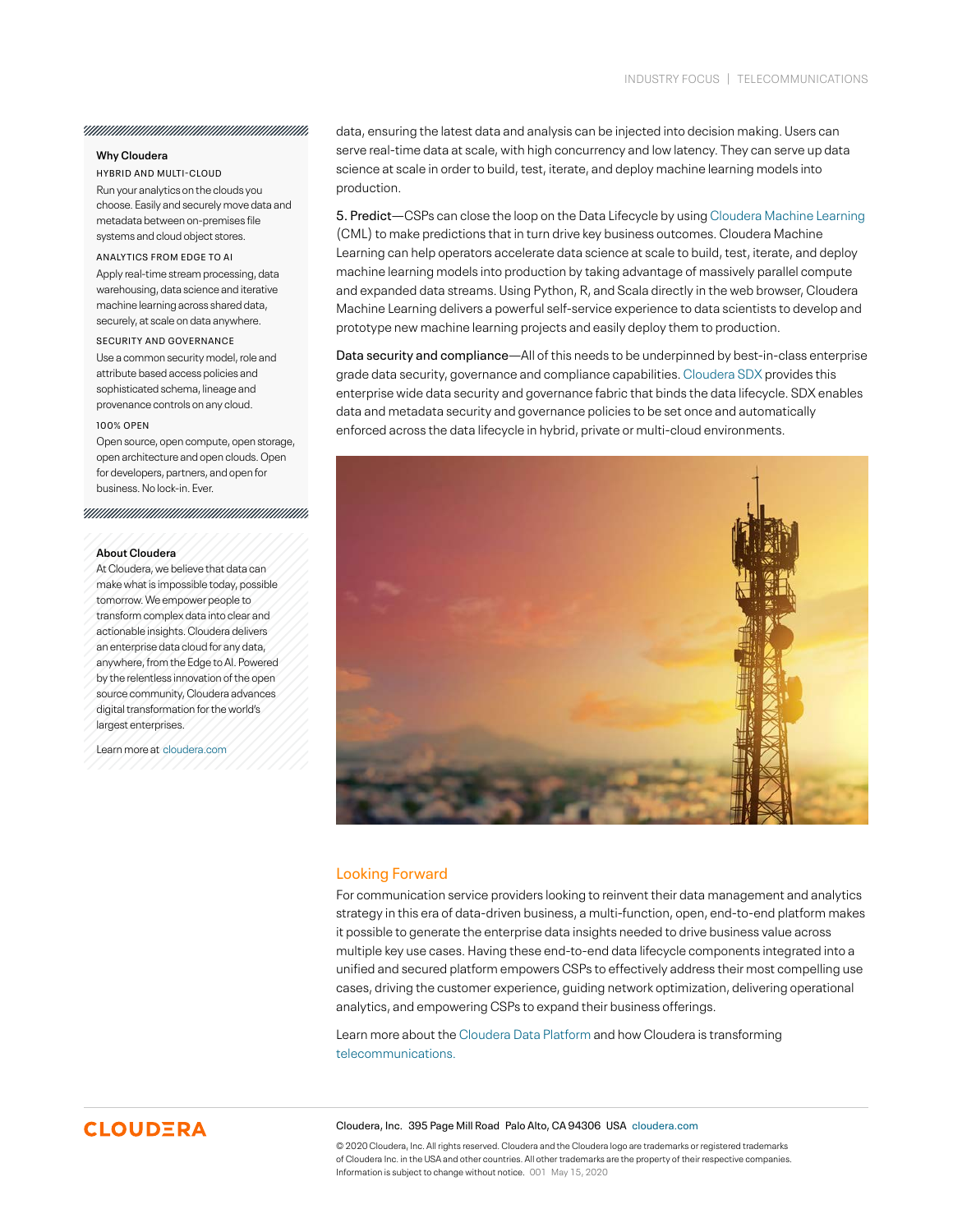data, ensuring the latest data and analysis can be injected into decision making. Users can serve real-time data at scale, with high concurrency and low latency. They can serve up data science at scale in order to build, test, iterate, and deploy machine learning models into production.

5. Predict—CSPs can close the loop on the Data Lifecycle by using Cloudera Machine Learning (CML) to make predictions that in turn drive key business outcomes. Cloudera Machine Learning can help operators accelerate data science at scale to build, test, iterate, and deploy machine learning models into production by taking advantage of massively parallel compute and expanded data streams. Using Python, R, and Scala directly in the web browser, Cloudera Machine Learning delivers a powerful self-service experience to data scientists to develop and prototype new machine learning projects and easily deploy them to production.

Data security and compliance—All of this needs to be underpinned by best-in-class enterprise grade data security, governance and compliance capabilities. Cloudera SDX provides this enterprise wide data security and governance fabric that binds the data lifecycle. SDX enables data and metadata security and governance policies to be set once and automatically enforced across the data lifecycle in hybrid, private or multi-cloud environments.

## Looking Forward

For communication service providers looking to reinvent their data management and analytics strategy in this era of data-driven business, a multi-function, open, end-to-end platform makes it possible to generate the enterprise data insights needed to drive business value across multiple key use cases. Having these end-to-end data lifecycle components integrated into a unified and secured platform empowers CSPs to effectively address their most compelling use cases, driving the customer experience, guiding network optimization, delivering operational analytics, and empowering CSPs to expand their business offerings.

Learn more about the Cloudera Data Platform and how Cloudera is transforming telecommunications.

### Why Cloudera

HYBRID AND MULTI-CLOUD

Run your analytics on the clouds you choose. Easily and securely move data and metadata between on-premises file systems and cloud object stores.

ANALYTICS FROM EDGE TO AI

Apply real-time stream processing, data warehousing, data science and iterative machine learning across shared data, securely, at scale on data anywhere.

SECURITY AND GOVERNANCE

Use a common security model, role and attribute based access policies and sophisticated schema, lineage and provenance controls on any cloud.

100% OPEN

Open source, open compute, open storage, open architecture and open clouds. Open for developers, partners, and open for business. No lock-in. Ever.

### About Cloudera

At Cloudera, we believe that data can make what is impossible today, possible tomorrow. We empower people to transform complex data into clear and actionable insights. Cloudera delivers an enterprise data cloud for any data, anywhere, from the Edge to AI. Powered by the relentless innovation of the open source community, Cloudera advances digital transformation for the world's largest enterprises.

Learn more at cloudera.com

CLOUDERA

Cloudera, Inc. 395 Page Mill Road Palo Alto, CA 94306 USA cloudera.com

© 2020 Cloudera, Inc. All rights reserved. Cloudera and the Cloudera logo are trademarks or registered trademarks of Cloudera Inc. in the USA and other countries. All other trademarks are the property of their respective companies. Information is subject to change without notice. 001 May 15, 2020